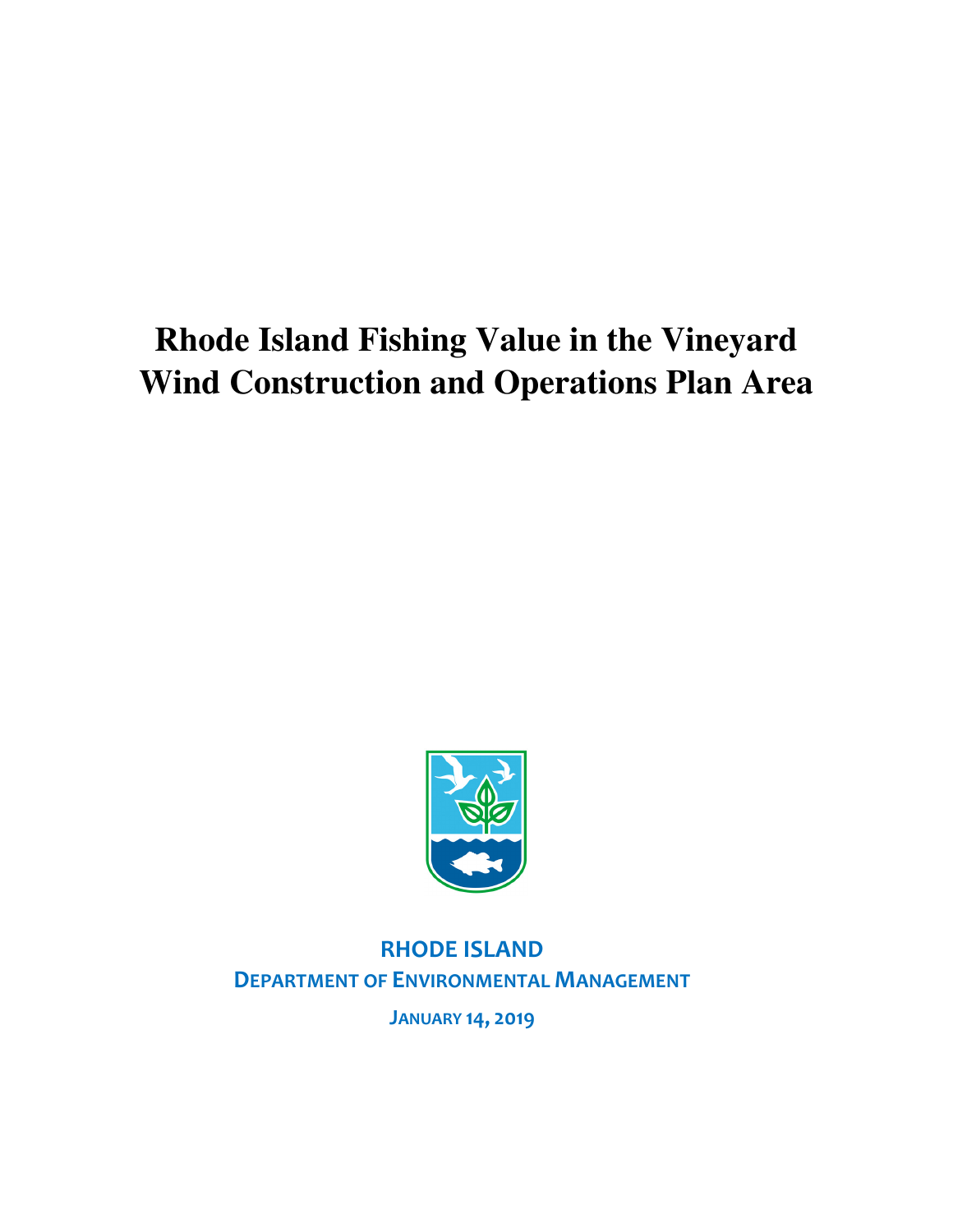# Rhode Island Fishing Value in the Vineyard Wind Construction and Operations Plan Area

**RHODE ISLAND**

**DEPARTMENT OF ENVIRONMENTAL MANAGEMENT**

**JANUARY 14, 2019**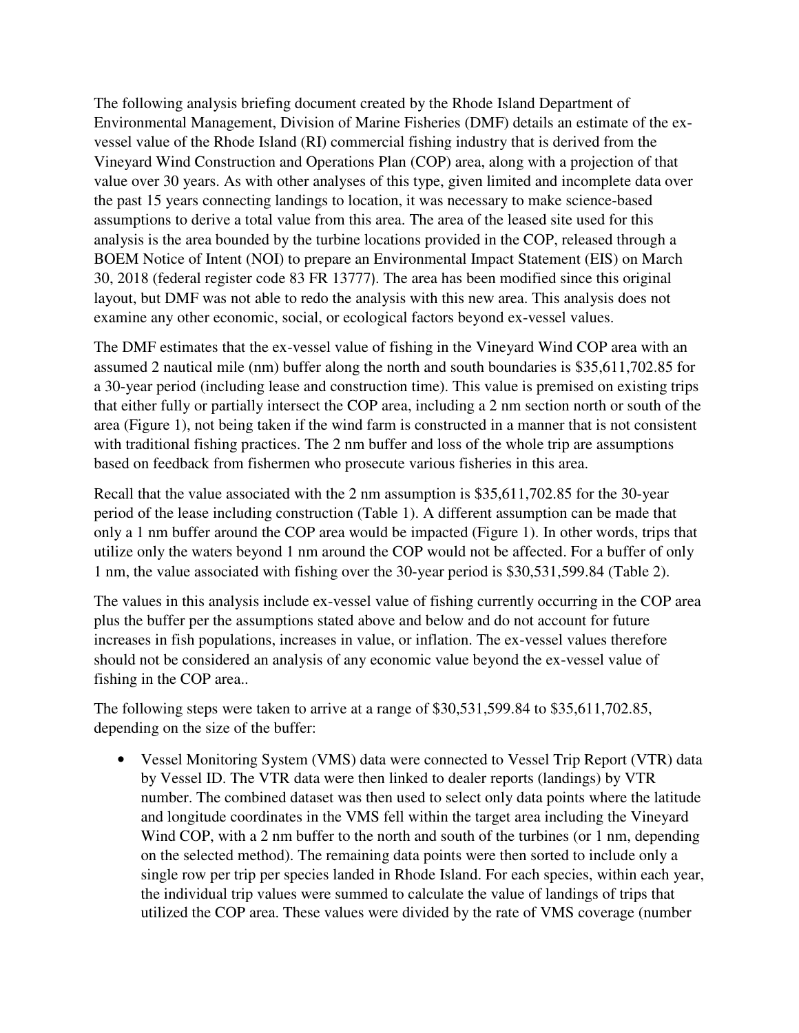The following analysis briefing document created by the Rhode Island Department of Environmental Management, Division of Marine Fisheries (DMF) details an estimate of the ex-vessel value of the Rhode Island (RI) commercial fishing industry that is derived from the Vineyard Wind Construction and Operations Plan (COP) area, along with a projection of that value over 30 years. As with other analyses of this type, given limited and incomplete data over the past 15 years connecting landings to location, it was necessary to make science-based assumptions to derive a total value from this area. The area of the leased site used for this analysis is the area bounded by the turbine locations provided in the COP, released through a BOEM Notice of Intent (NOI) to prepare an Environmental Impact Statement (EIS) on March 30, 2018 (federal register code 83 FR 13777). The area has been modified since this original layout, but DMF was not able to redo the analysis with this new area. This analysis does not examine any other economic, social, or ecological factors beyond ex-vessel values.

The DMF estimates that the ex-vessel value of fishing in the Vineyard Wind COP area with an assumed 2 nautical mile (nm) buffer along the north and south boundaries is $35,611,702.85 for a 30-year period (including lease and construction time). This value is premised on existing trips that either fully or partially intersect the COP area, including a 2 nm section north or south of the area (Figure 1), not being taken if the wind farm is constructed in a manner that is not consistent with traditional fishing practices. The 2 nm buffer and loss of the whole trip are assumptions based on feedback from fishermen who prosecute various fisheries in this area.

Recall that the value associated with the 2 nm assumption is $35,611,702.85 for the 30-year period of the lease including construction (Table 1). A different assumption can be made that only a 1 nm buffer around the COP area would be impacted (Figure 1). In other words, trips that utilize only the waters beyond 1 nm around the COP would not be affected. For a buffer of only 1 nm, the value associated with fishing over the 30-year period is $30,531,599.84 (Table 2).

The values in this analysis include ex-vessel value of fishing currently occurring in the COP area plus the buffer per the assumptions stated above and below and do not account for future increases in fish populations, increases in value, or inflation. The ex-vessel values therefore should not be considered an analysis of any economic value beyond the ex-vessel value of fishing in the COP area..

The following steps were taken to arrive at a range of $30,531,599.84 to $35,611,702.85, depending on the size of the buffer:

- Vessel Monitoring System (VMS) data were connected to Vessel Trip Report (VTR) data by Vessel ID. The VTR data were then linked to dealer reports (landings) by VTR number. The combined dataset was then used to select only data points where the latitude and longitude coordinates in the VMS fell within the target area including the Vineyard Wind COP, with a 2 nm buffer to the north and south of the turbines (or 1 nm, depending on the selected method). The remaining data points were then sorted to include only a single row per trip per species landed in Rhode Island. For each species, within each year, the individual trip values were summed to calculate the value of landings of trips that utilized the COP area. These values were divided by the rate of VMS coverage (number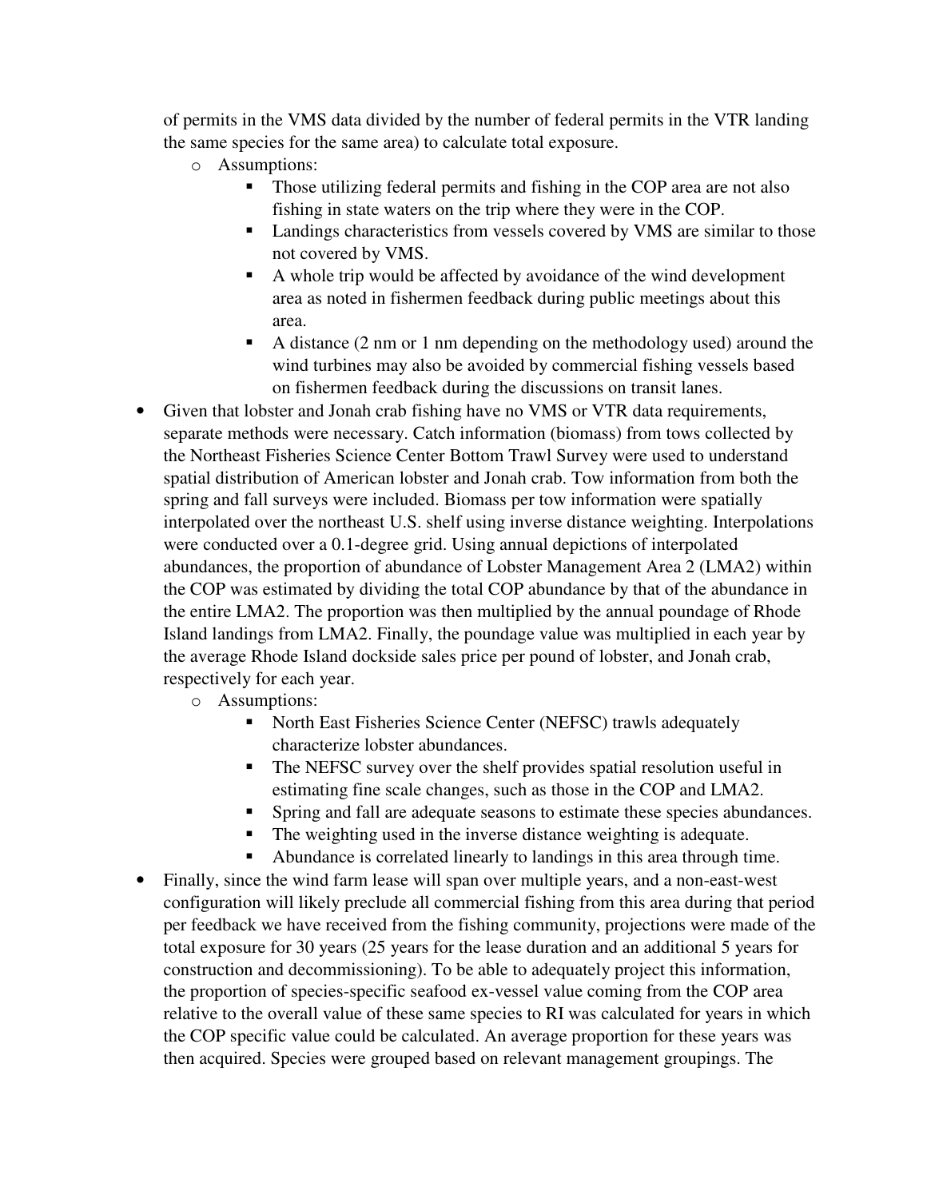of permits in the VMS data divided by the number of federal permits in the VTR landing the same species for the same area) to calculate total exposure.

  - Assumptions:
    - Those utilizing federal permits and fishing in the COP area are not also fishing in state waters on the trip where they were in the COP.
    - Landings characteristics from vessels covered by VMS are similar to those not covered by VMS.
    - A whole trip would be affected by avoidance of the wind development area as noted in fishermen feedback during public meetings about this area.
    - A distance (2 nm or 1 nm depending on the methodology used) around the wind turbines may also be avoided by commercial fishing vessels based on fishermen feedback during the discussions on transit lanes.

- Given that lobster and Jonah crab fishing have no VMS or VTR data requirements, separate methods were necessary. Catch information (biomass) from tows collected by the Northeast Fisheries Science Center Bottom Trawl Survey were used to understand spatial distribution of American lobster and Jonah crab. Tow information from both the spring and fall surveys were included. Biomass per tow information were spatially interpolated over the northeast U.S. shelf using inverse distance weighting. Interpolations were conducted over a 0.1-degree grid. Using annual depictions of interpolated abundances, the proportion of abundance of Lobster Management Area 2 (LMA2) within the COP was estimated by dividing the total COP abundance by that of the abundance in the entire LMA2. The proportion was then multiplied by the annual poundage of Rhode Island landings from LMA2. Finally, the poundage value was multiplied in each year by the average Rhode Island dockside sales price per pound of lobster, and Jonah crab, respectively for each year.
  - Assumptions:
    - North East Fisheries Science Center (NEFSC) trawls adequately characterize lobster abundances.
    - The NEFSC survey over the shelf provides spatial resolution useful in estimating fine scale changes, such as those in the COP and LMA2.
    - Spring and fall are adequate seasons to estimate these species abundances.
    - The weighting used in the inverse distance weighting is adequate.
    - Abundance is correlated linearly to landings in this area through time.

- Finally, since the wind farm lease will span over multiple years, and a non-east-west configuration will likely preclude all commercial fishing from this area during that period per feedback we have received from the fishing community, projections were made of the total exposure for 30 years (25 years for the lease duration and an additional 5 years for construction and decommissioning). To be able to adequately project this information, the proportion of species-specific seafood ex-vessel value coming from the COP area relative to the overall value of these same species to RI was calculated for years in which the COP specific value could be calculated. An average proportion for these years was then acquired. Species were grouped based on relevant management groupings. The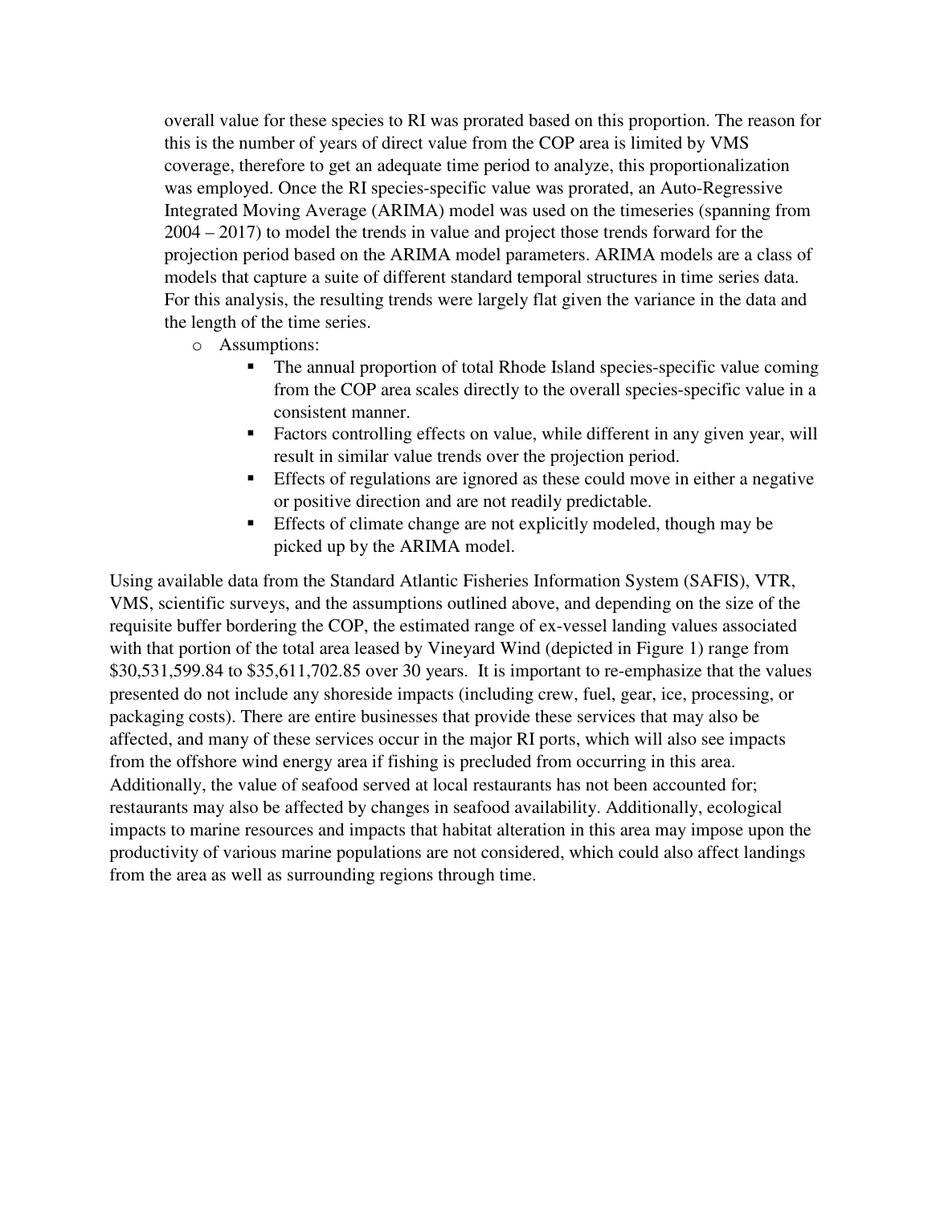overall value for these species to RI was prorated based on this proportion. The reason for this is the number of years of direct value from the COP area is limited by VMS coverage, therefore to get an adequate time period to analyze, this proportionalization was employed. Once the RI species-specific value was prorated, an Auto-Regressive Integrated Moving Average (ARIMA) model was used on the timeseries (spanning from 2004 – 2017) to model the trends in value and project those trends forward for the projection period based on the ARIMA model parameters. ARIMA models are a class of models that capture a suite of different standard temporal structures in time series data. For this analysis, the resulting trends were largely flat given the variance in the data and the length of the time series.

- Assumptions:
  - The annual proportion of total Rhode Island species-specific value coming from the COP area scales directly to the overall species-specific value in a consistent manner.
  - Factors controlling effects on value, while different in any given year, will result in similar value trends over the projection period.
  - Effects of regulations are ignored as these could move in either a negative or positive direction and are not readily predictable.
  - Effects of climate change are not explicitly modeled, though may be picked up by the ARIMA model.

Using available data from the Standard Atlantic Fisheries Information System (SAFIS), VTR, VMS, scientific surveys, and the assumptions outlined above, and depending on the size of the requisite buffer bordering the COP, the estimated range of ex-vessel landing values associated with that portion of the total area leased by Vineyard Wind (depicted in Figure 1) range from $30,531,599.84 to $35,611,702.85 over 30 years. It is important to re-emphasize that the values presented do not include any shoreside impacts (including crew, fuel, gear, ice, processing, or packaging costs). There are entire businesses that provide these services that may also be affected, and many of these services occur in the major RI ports, which will also see impacts from the offshore wind energy area if fishing is precluded from occurring in this area. Additionally, the value of seafood served at local restaurants has not been accounted for; restaurants may also be affected by changes in seafood availability. Additionally, ecological impacts to marine resources and impacts that habitat alteration in this area may impose upon the productivity of various marine populations are not considered, which could also affect landings from the area as well as surrounding regions through time.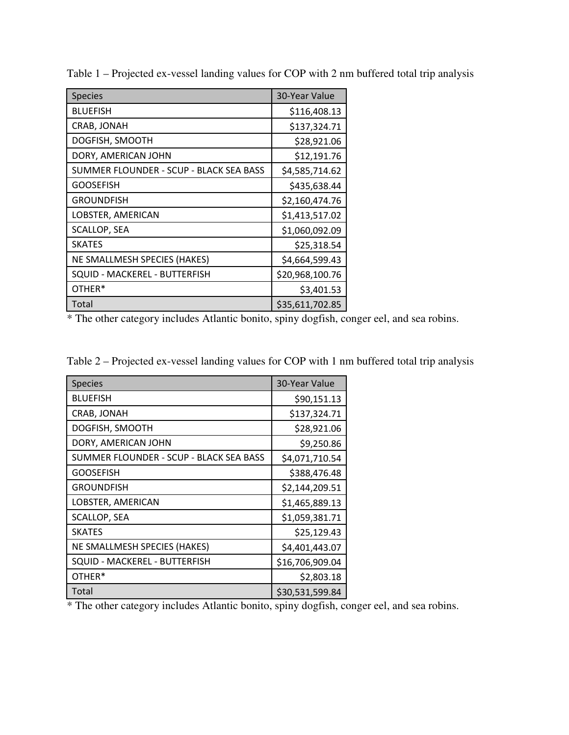Table 1 – Projected ex-vessel landing values for COP with 2 nm buffered total trip analysis

| Species | 30-Year Value |
|---|---:|
| BLUEFISH | $116,408.13 |
| CRAB, JONAH | $137,324.71 |
| DOGFISH, SMOOTH | $28,921.06 |
| DORY, AMERICAN JOHN | $12,191.76 |
| SUMMER FLOUNDER - SCUP - BLACK SEA BASS | $4,585,714.62 |
| GOOSEFISH | $435,638.44 |
| GROUNDFISH | $2,160,474.76 |
| LOBSTER, AMERICAN | $1,413,517.02 |
| SCALLOP, SEA | $1,060,092.09 |
| SKATES | $25,318.54 |
| NE SMALLMESH SPECIES (HAKES) | $4,664,599.43 |
| SQUID - MACKEREL - BUTTERFISH | $20,968,100.76 |
| OTHER* | $3,401.53 |
| Total | $35,611,702.85 |

* The other category includes Atlantic bonito, spiny dogfish, conger eel, and sea robins.

Table 2 – Projected ex-vessel landing values for COP with 1 nm buffered total trip analysis

| Species | 30-Year Value |
|---|---:|
| BLUEFISH | $90,151.13 |
| CRAB, JONAH | $137,324.71 |
| DOGFISH, SMOOTH | $28,921.06 |
| DORY, AMERICAN JOHN | $9,250.86 |
| SUMMER FLOUNDER - SCUP - BLACK SEA BASS | $4,071,710.54 |
| GOOSEFISH | $388,476.48 |
| GROUNDFISH | $2,144,209.51 |
| LOBSTER, AMERICAN | $1,465,889.13 |
| SCALLOP, SEA | $1,059,381.71 |
| SKATES | $25,129.43 |
| NE SMALLMESH SPECIES (HAKES) | $4,401,443.07 |
| SQUID - MACKEREL - BUTTERFISH | $16,706,909.04 |
| OTHER* | $2,803.18 |
| Total | $30,531,599.84 |

* The other category includes Atlantic bonito, spiny dogfish, conger eel, and sea robins.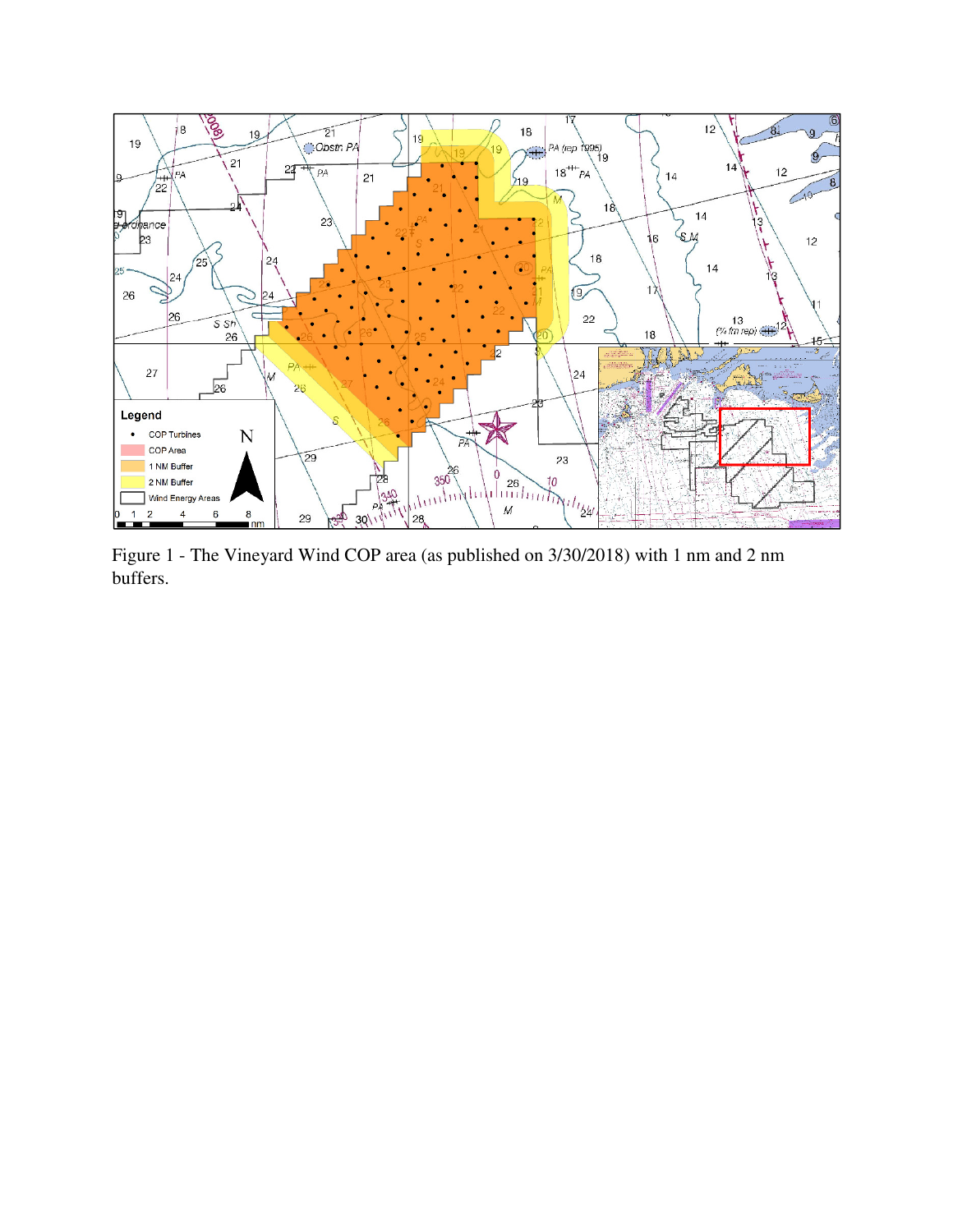Legend

COP Turbines

COP Area

1 NM Buffer

2 NM Buffer

Wind Energy Areas

N

0 1 2 4 6 8 nm

Figure 1 - The Vineyard Wind COP area (as published on 3/30/2018) with 1 nm and 2 nm buffers.